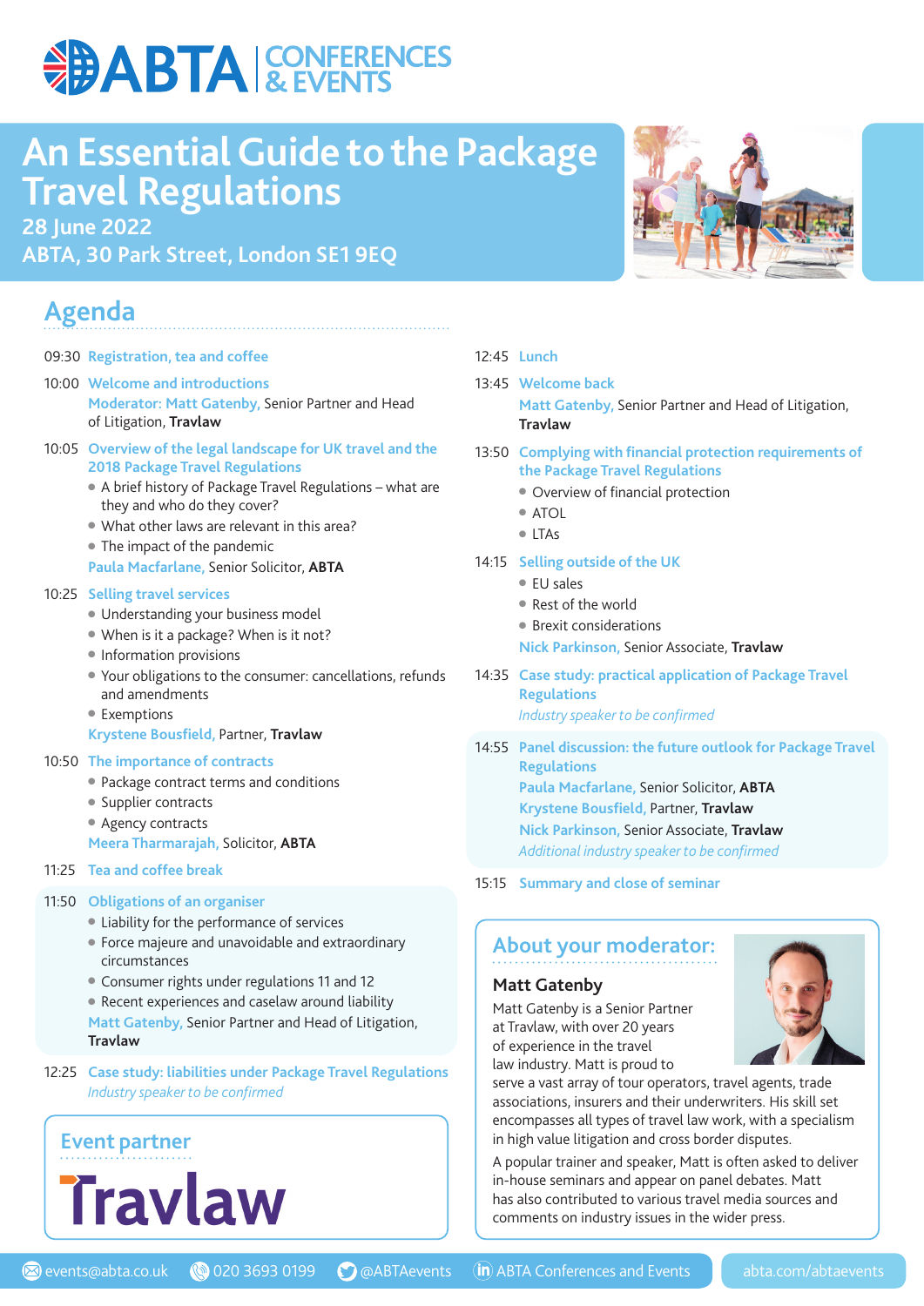# ABTA | CONFERENCES & EVENTS

# An Essential Guide to the Package Travel Regulations

**28 June 2022**

**ABTA, 30 Park Street, London SE1 9EQ**

## Agenda

**09:30 Registration, tea and coffee**

**10:00 Welcome and introductions**

Moderator: Matt Gatenby, Senior Partner and Head of Litigation, **Travlaw**

**10:05 Overview of the legal landscape for UK travel and the 2018 Package Travel Regulations**

- A brief history of Package Travel Regulations – what are they and who do they cover?
- What other laws are relevant in this area?
- The impact of the pandemic

Paula Macfarlane, Senior Solicitor, **ABTA**

**10:25 Selling travel services**

- Understanding your business model
- When is it a package? When is it not?
- Information provisions
- Your obligations to the consumer: cancellations, refunds and amendments
- Exemptions

Krystene Bousfield, Partner, **Travlaw**

**10:50 The importance of contracts**

- Package contract terms and conditions
- Supplier contracts
- Agency contracts

Meera Tharmarajah, Solicitor, **ABTA**

**11:25 Tea and coffee break**

**11:50 Obligations of an organiser**

- Liability for the performance of services
- Force majeure and unavoidable and extraordinary circumstances
- Consumer rights under regulations 11 and 12
- Recent experiences and caselaw around liability

Matt Gatenby, Senior Partner and Head of Litigation, **Travlaw**

**12:25 Case study: liabilities under Package Travel Regulations**

*Industry speaker to be confirmed*

**12:45 Lunch**

**13:45 Welcome back**

Matt Gatenby, Senior Partner and Head of Litigation, **Travlaw**

**13:50 Complying with financial protection requirements of the Package Travel Regulations**

- Overview of financial protection
- ATOL
- LTAs

**14:15 Selling outside of the UK**

- EU sales
- Rest of the world
- Brexit considerations

Nick Parkinson, Senior Associate, **Travlaw**

**14:35 Case study: practical application of Package Travel Regulations**

*Industry speaker to be confirmed*

**14:55 Panel discussion: the future outlook for Package Travel Regulations**

Paula Macfarlane, Senior Solicitor, **ABTA**

Krystene Bousfield, Partner, **Travlaw**

Nick Parkinson, Senior Associate, **Travlaw**

*Additional industry speaker to be confirmed*

**15:15 Summary and close of seminar**

## Event partner

Travlaw

## About your moderator:

### Matt Gatenby

Matt Gatenby is a Senior Partner at Travlaw, with over 20 years of experience in the travel law industry. Matt is proud to serve a vast array of tour operators, travel agents, trade associations, insurers and their underwriters. His skill set encompasses all types of travel law work, with a specialism in high value litigation and cross border disputes.

A popular trainer and speaker, Matt is often asked to deliver in-house seminars and appear on panel debates. Matt has also contributed to various travel media sources and comments on industry issues in the wider press.

events@abta.co.uk | 020 3693 0199 | @ABTAevents | ABTA Conferences and Events | abta.com/abtaevents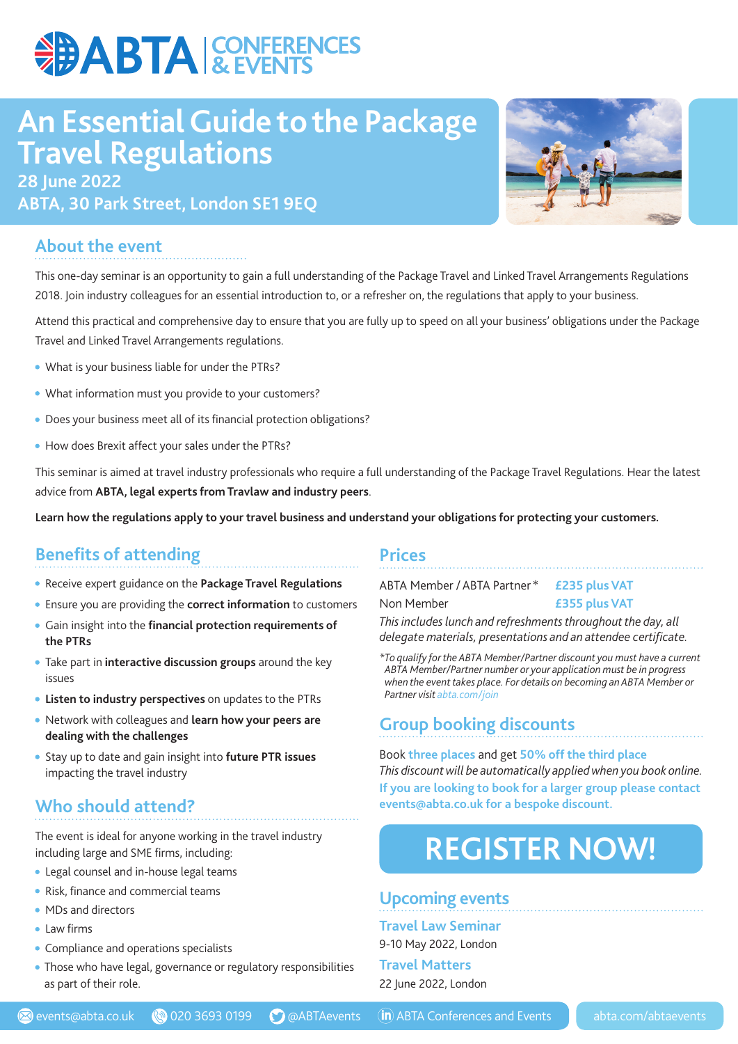ABTA | CONFERENCES & EVENTS

# An Essential Guide to the Package Travel Regulations

**28 June 2022**
**ABTA, 30 Park Street, London SE1 9EQ**

## About the event

This one-day seminar is an opportunity to gain a full understanding of the Package Travel and Linked Travel Arrangements Regulations 2018. Join industry colleagues for an essential introduction to, or a refresher on, the regulations that apply to your business.

Attend this practical and comprehensive day to ensure that you are fully up to speed on all your business' obligations under the Package Travel and Linked Travel Arrangements regulations.

- What is your business liable for under the PTRs?
- What information must you provide to your customers?
- Does your business meet all of its financial protection obligations?
- How does Brexit affect your sales under the PTRs?

This seminar is aimed at travel industry professionals who require a full understanding of the Package Travel Regulations. Hear the latest advice from **ABTA, legal experts from Travlaw and industry peers**.

**Learn how the regulations apply to your travel business and understand your obligations for protecting your customers.**

## Benefits of attending

- Receive expert guidance on the **Package Travel Regulations**
- Ensure you are providing the **correct information** to customers
- Gain insight into the **financial protection requirements of the PTRs**
- Take part in **interactive discussion groups** around the key issues
- **Listen to industry perspectives** on updates to the PTRs
- Network with colleagues and **learn how your peers are dealing with the challenges**
- Stay up to date and gain insight into **future PTR issues** impacting the travel industry

## Who should attend?

The event is ideal for anyone working in the travel industry including large and SME firms, including:

- Legal counsel and in-house legal teams
- Risk, finance and commercial teams
- MDs and directors
- Law firms
- Compliance and operations specialists
- Those who have legal, governance or regulatory responsibilities as part of their role.

## Prices

| | |
|---|---|
| ABTA Member / ABTA Partner* | **£235 plus VAT** |
| Non Member | **£355 plus VAT** |

*This includes lunch and refreshments throughout the day, all delegate materials, presentations and an attendee certificate.*

**To qualify for the ABTA Member/Partner discount you must have a current ABTA Member/Partner number or your application must be in progress when the event takes place. For details on becoming an ABTA Member or Partner visit abta.com/join*

## Group booking discounts

Book **three places** and get **50% off the third place**
*This discount will be automatically applied when you book online.*
**If you are looking to book for a larger group please contact events@abta.co.uk for a bespoke discount.**

**REGISTER NOW!**

## Upcoming events

**Travel Law Seminar**
9-10 May 2022, London

**Travel Matters**
22 June 2022, London

events@abta.co.uk | 020 3693 0199 | @ABTAevents | ABTA Conferences and Events | abta.com/abtaevents